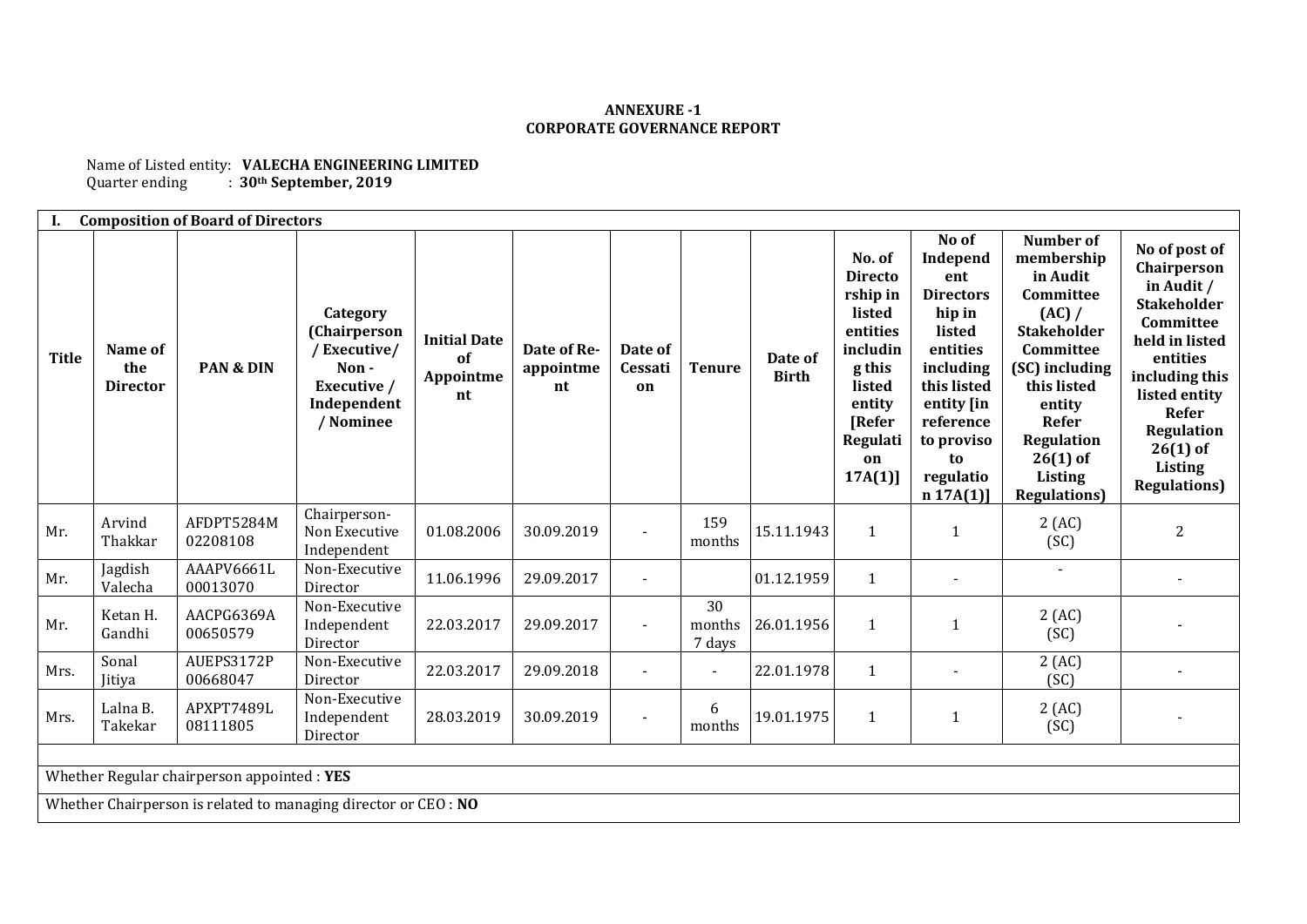**ANNEXURE -1**
**CORPORATE GOVERNANCE REPORT**

Name of Listed entity: **VALECHA ENGINEERING LIMITED**
Quarter ending : **30th September, 2019**

| **I. Composition of Board of Directors** | | | | | | | | | | | | |
|---|---|---|---|---|---|---|---|---|---|---|---|---|
| **Title** | **Name of the Director** | **PAN & DIN** | **Category (Chairperson / Executive/ Non - Executive / Independent / Nominee** | **Initial Date of Appointment** | **Date of Re-appointment** | **Date of Cessation** | **Tenure** | **Date of Birth** | **No. of Directorship in listed entities including this listed entity [Refer Regulation 17A(1)]** | **No of Independent Directorship in listed entities including this listed entity [in reference to proviso to regulation 17A(1)]** | **Number of membership in Audit Committee (AC) / Stakeholder Committee (SC) including this listed entity Refer Regulation 26(1) of Listing Regulations)** | **No of post of Chairperson in Audit / Stakeholder Committee held in listed entities including this listed entity Refer Regulation 26(1) of Listing Regulations)** |
| Mr. | Arvind Thakkar | AFDPT5284M 02208108 | Chairperson-Non Executive Independent | 01.08.2006 | 30.09.2019 | - | 159 months | 15.11.1943 | 1 | 1 | 2 (AC) (SC) | 2 |
| Mr. | Jagdish Valecha | AAAPV6661L 00013070 | Non-Executive Director | 11.06.1996 | 29.09.2017 | - | | 01.12.1959 | 1 | - | - | - |
| Mr. | Ketan H. Gandhi | AACPG6369A 00650579 | Non-Executive Independent Director | 22.03.2017 | 29.09.2017 | - | 30 months 7 days | 26.01.1956 | 1 | 1 | 2 (AC) (SC) | - |
| Mrs. | Sonal Jitiya | AUEPS3172P 00668047 | Non-Executive Director | 22.03.2017 | 29.09.2018 | - | - | 22.01.1978 | 1 | - | 2 (AC) (SC) | - |
| Mrs. | Lalna B. Takekar | APXPT7489L 08111805 | Non-Executive Independent Director | 28.03.2019 | 30.09.2019 | - | 6 months | 19.01.1975 | 1 | 1 | 2 (AC) (SC) | - |

Whether Regular chairperson appointed : **YES**

Whether Chairperson is related to managing director or CEO : **NO**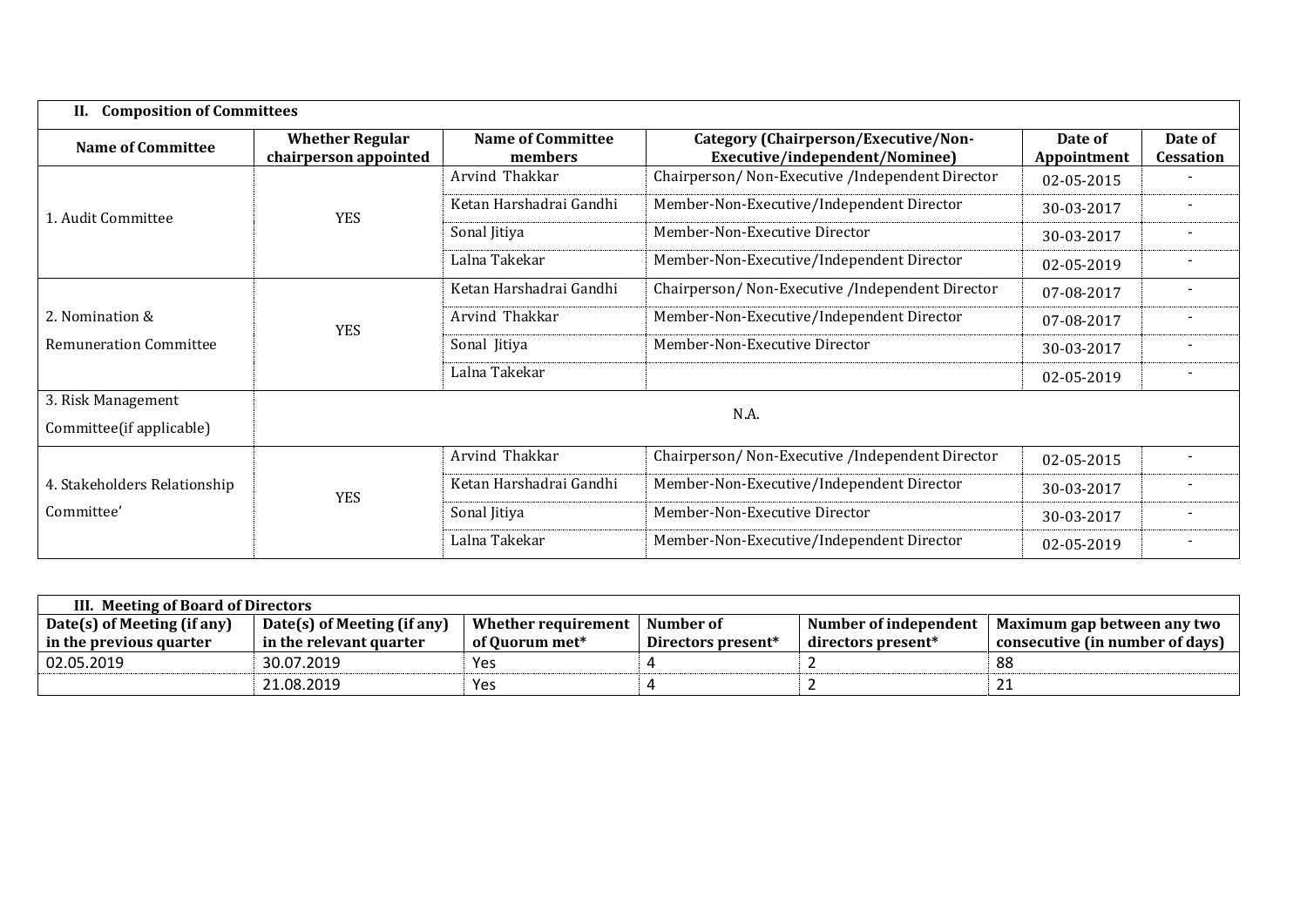| **II. Composition of Committees** | | | | | |
|---|---|---|---|---|---|
| **Name of Committee** | **Whether Regular chairperson appointed** | **Name of Committee members** | **Category (Chairperson/Executive/Non-Executive/independent/Nominee)** | **Date of Appointment** | **Date of Cessation** |
| 1. Audit Committee | YES | Arvind Thakkar | Chairperson/ Non-Executive /Independent Director | 02-05-2015 | - |
| | | Ketan Harshadrai Gandhi | Member-Non-Executive/Independent Director | 30-03-2017 | - |
| | | Sonal Jitiya | Member-Non-Executive Director | 30-03-2017 | - |
| | | Lalna Takekar | Member-Non-Executive/Independent Director | 02-05-2019 | - |
| 2. Nomination & Remuneration Committee | YES | Ketan Harshadrai Gandhi | Chairperson/ Non-Executive /Independent Director | 07-08-2017 | - |
| | | Arvind Thakkar | Member-Non-Executive/Independent Director | 07-08-2017 | - |
| | | Sonal Jitiya | Member-Non-Executive Director | 30-03-2017 | - |
| | | Lalna Takekar | | 02-05-2019 | - |
| 3. Risk Management Committee(if applicable) | N.A. | | | | |
| 4. Stakeholders Relationship Committee' | YES | Arvind Thakkar | Chairperson/ Non-Executive /Independent Director | 02-05-2015 | - |
| | | Ketan Harshadrai Gandhi | Member-Non-Executive/Independent Director | 30-03-2017 | - |
| | | Sonal Jitiya | Member-Non-Executive Director | 30-03-2017 | - |
| | | Lalna Takekar | Member-Non-Executive/Independent Director | 02-05-2019 | - |

| **III. Meeting of Board of Directors** | | | | | |
|---|---|---|---|---|---|
| **Date(s) of Meeting (if any) in the previous quarter** | **Date(s) of Meeting (if any) in the relevant quarter** | **Whether requirement of Quorum met*** | **Number of Directors present*** | **Number of independent directors present*** | **Maximum gap between any two consecutive (in number of days)** |
| 02.05.2019 | 30.07.2019 | Yes | 4 | 2 | 88 |
| | 21.08.2019 | Yes | 4 | 2 | 21 |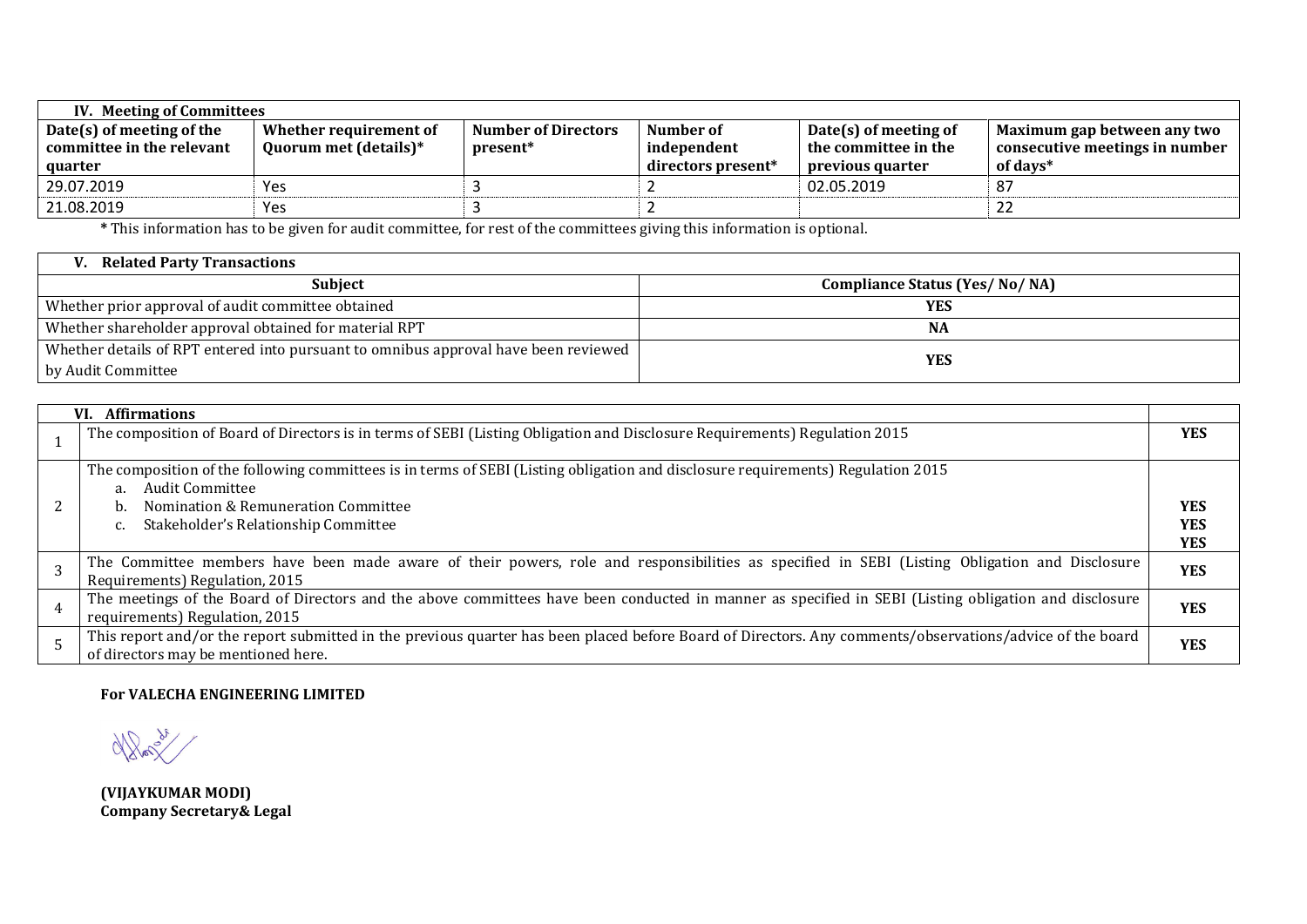| IV. Meeting of Committees | | | | | |
|---|---|---|---|---|---|
| **Date(s) of meeting of the committee in the relevant quarter** | **Whether requirement of Quorum met (details)*** | **Number of Directors present*** | **Number of independent directors present*** | **Date(s) of meeting of the committee in the previous quarter** | **Maximum gap between any two consecutive meetings in number of days*** |
| 29.07.2019 | Yes | 3 | 2 | 02.05.2019 | 87 |
| 21.08.2019 | Yes | 3 | 2 | | 22 |

**\*** This information has to be given for audit committee, for rest of the committees giving this information is optional.

| V. Related Party Transactions | |
|---|---|
| **Subject** | **Compliance Status (Yes/ No/ NA)** |
| Whether prior approval of audit committee obtained | **YES** |
| Whether shareholder approval obtained for material RPT | **NA** |
| Whether details of RPT entered into pursuant to omnibus approval have been reviewed by Audit Committee | **YES** |

| | VI. Affirmations | |
|---|---|---|
| 1 | The composition of Board of Directors is in terms of SEBI (Listing Obligation and Disclosure Requirements) Regulation 2015 | **YES** |
| 2 | The composition of the following committees is in terms of SEBI (Listing obligation and disclosure requirements) Regulation 2015<br>a. Audit Committee<br>b. Nomination & Remuneration Committee<br>c. Stakeholder's Relationship Committee | **YES**<br>**YES**<br>**YES** |
| 3 | The Committee members have been made aware of their powers, role and responsibilities as specified in SEBI (Listing Obligation and Disclosure Requirements) Regulation, 2015 | **YES** |
| 4 | The meetings of the Board of Directors and the above committees have been conducted in manner as specified in SEBI (Listing obligation and disclosure requirements) Regulation, 2015 | **YES** |
| 5 | This report and/or the report submitted in the previous quarter has been placed before Board of Directors. Any comments/observations/advice of the board of directors may be mentioned here. | **YES** |

**For VALECHA ENGINEERING LIMITED**

**(VIJAYKUMAR MODI)**
**Company Secretary& Legal**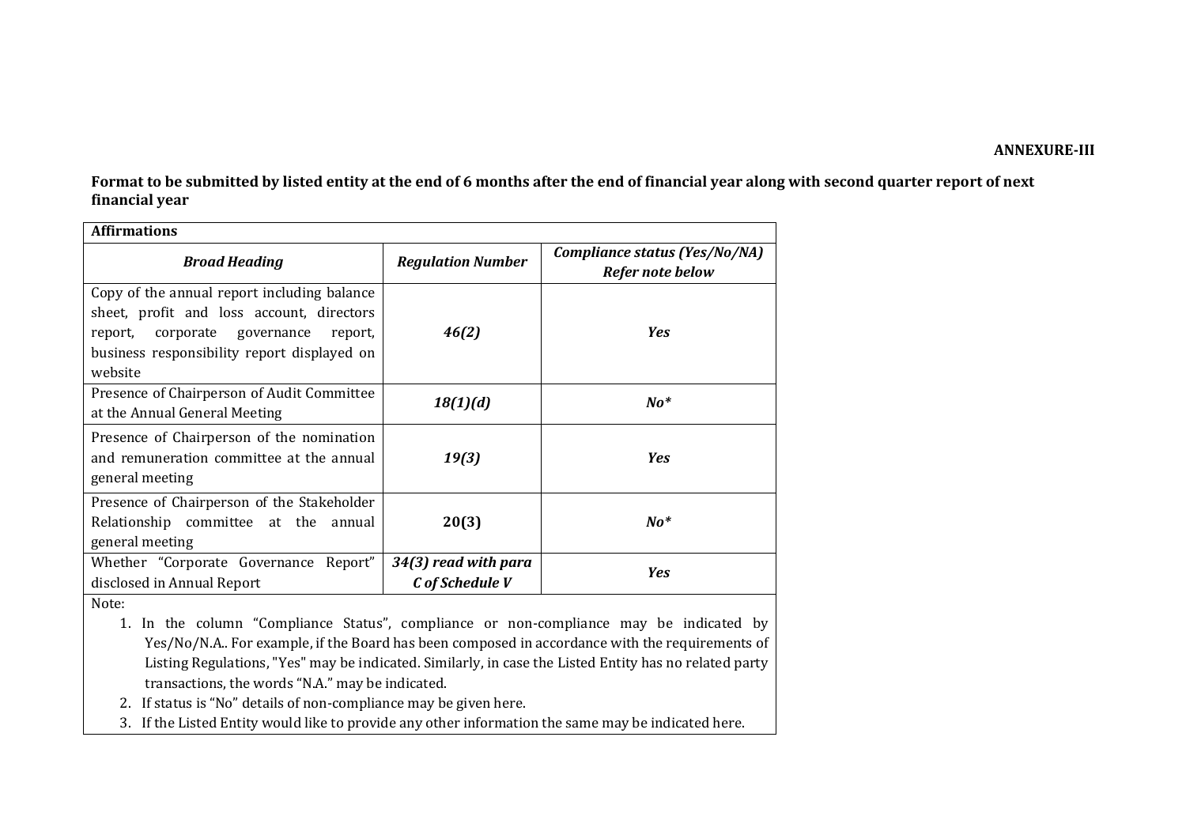**ANNEXURE-III**

**Format to be submitted by listed entity at the end of 6 months after the end of financial year along with second quarter report of next financial year**

| **Affirmations** | | |
|---|---|---|
| ***Broad Heading*** | ***Regulation Number*** | ***Compliance status (Yes/No/NA) Refer note below*** |
| Copy of the annual report including balance sheet, profit and loss account, directors report, corporate governance report, business responsibility report displayed on website | ***46(2)*** | ***Yes*** |
| Presence of Chairperson of Audit Committee at the Annual General Meeting | ***18(1)(d)*** | ***No**** |
| Presence of Chairperson of the nomination and remuneration committee at the annual general meeting | ***19(3)*** | ***Yes*** |
| Presence of Chairperson of the Stakeholder Relationship committee at the annual general meeting | **20(3)** | ***No**** |
| Whether "Corporate Governance Report" disclosed in Annual Report | ***34(3) read with para C of Schedule V*** | ***Yes*** |

Note:

1. In the column "Compliance Status", compliance or non-compliance may be indicated by Yes/No/N.A.. For example, if the Board has been composed in accordance with the requirements of Listing Regulations, "Yes" may be indicated. Similarly, in case the Listed Entity has no related party transactions, the words "N.A." may be indicated.
2. If status is "No" details of non-compliance may be given here.
3. If the Listed Entity would like to provide any other information the same may be indicated here.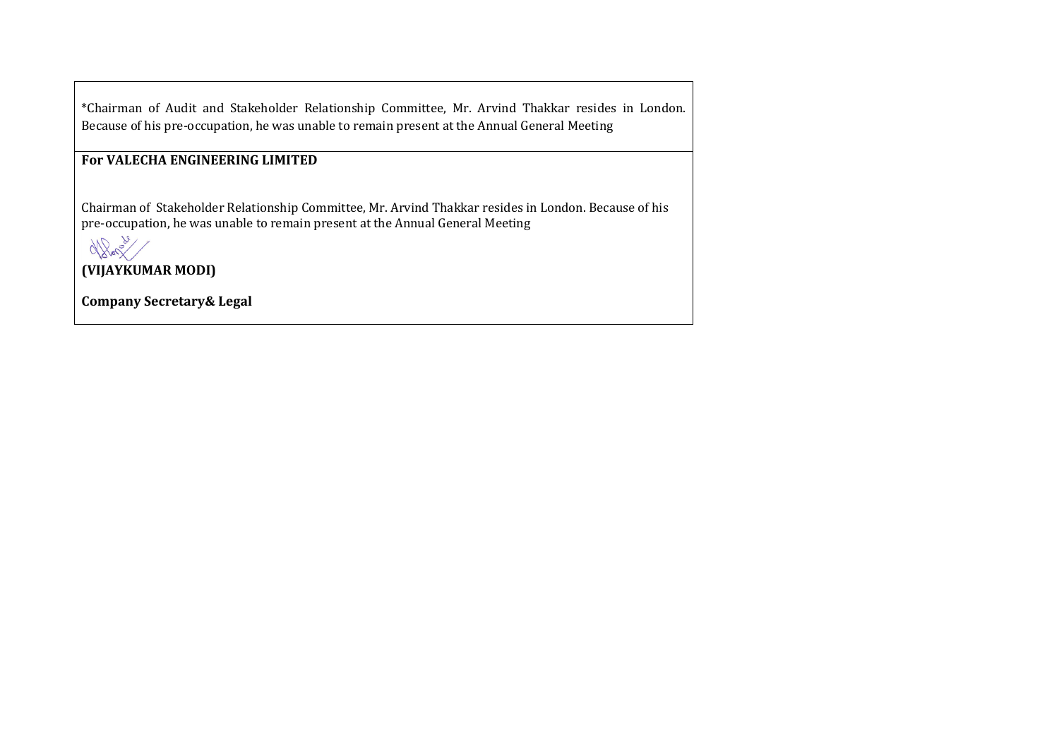*Chairman of Audit and Stakeholder Relationship Committee, Mr. Arvind Thakkar resides in London. Because of his pre-occupation, he was unable to remain present at the Annual General Meeting

**For VALECHA ENGINEERING LIMITED**

Chairman of Stakeholder Relationship Committee, Mr. Arvind Thakkar resides in London. Because of his pre-occupation, he was unable to remain present at the Annual General Meeting

**(VIJAYKUMAR MODI)**

**Company Secretary& Legal**